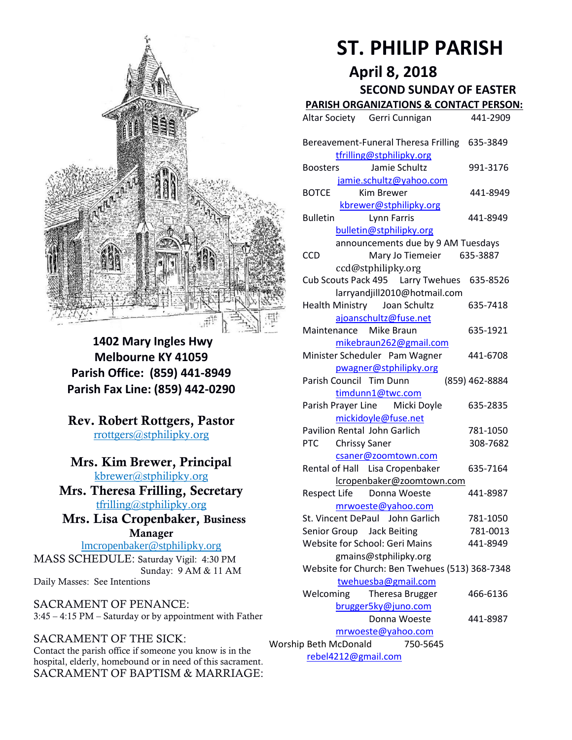# ST. PHILIP PARISH

## April 8, 2018

### SECOND SUNDAY OF EASTER

**1402 Mary Ingles Hwy**
**Melbourne KY 41059**
**Parish Office: (859) 441-8949**
**Parish Fax Line: (859) 442-0290**

**Rev. Robert Rottgers, Pastor**
rrottgers@stphilipky.org

**Mrs. Kim Brewer, Principal**
kbrewer@stphilipky.org

**Mrs. Theresa Frilling, Secretary**
tfrilling@stphilipky.org

**Mrs. Lisa Cropenbaker, Business Manager**
lmcropenbaker@stphilipky.org

MASS SCHEDULE: Saturday Vigil: 4:30 PM
Sunday: 9 AM & 11 AM
Daily Masses: See Intentions

SACRAMENT OF PENANCE:
3:45 – 4:15 PM – Saturday or by appointment with Father

SACRAMENT OF THE SICK:
Contact the parish office if someone you know is in the hospital, elderly, homebound or in need of this sacrament.

SACRAMENT OF BAPTISM & MARRIAGE:

**PARISH ORGANIZATIONS & CONTACT PERSON:**

| Organization | Contact | Phone |
|---|---|---|
| Altar Society | Gerri Cunnigan | 441-2909 |
| Bereavement-Funeral | Theresa Frilling, tfrilling@stphilipky.org | 635-3849 |
| Boosters | Jamie Schultz, jamie.schultz@yahoo.com | 991-3176 |
| BOTCE | Kim Brewer, kbrewer@stphilipky.org | 441-8949 |
| Bulletin | Lynn Farris, bulletin@stphilipky.org (announcements due by 9 AM Tuesdays) | 441-8949 |
| CCD | Mary Jo Tiemeier, ccd@stphilipky.org | 635-3887 |
| Cub Scouts Pack 495 | Larry Twehues, larryandjill2010@hotmail.com | 635-8526 |
| Health Ministry | Joan Schultz, ajoanschultz@fuse.net | 635-7418 |
| Maintenance | Mike Braun, mikebraun262@gmail.com | 635-1921 |
| Minister Scheduler | Pam Wagner, pwagner@stphilipky.org | 441-6708 |
| Parish Council | Tim Dunn, timdunn1@twc.com | (859) 462-8884 |
| Parish Prayer Line | Micki Doyle, mickidoyle@fuse.net | 635-2835 |
| Pavilion Rental | John Garlich | 781-1050 |
| PTC | Chrissy Saner, csaner@zoomtown.com | 308-7682 |
| Rental of Hall | Lisa Cropenbaker, lcropenbaker@zoomtown.com | 635-7164 |
| Respect Life | Donna Woeste, mrwoeste@yahoo.com | 441-8987 |
| St. Vincent DePaul | John Garlich | 781-1050 |
| Senior Group | Jack Beiting | 781-0013 |
| Website for School | Geri Mains, gmains@stphilipky.org | 441-8949 |
| Website for Church | Ben Twehues, twehuesba@gmail.com | (513) 368-7348 |
| Welcoming | Theresa Brugger, brugger5ky@juno.com | 466-6136 |
| | Donna Woeste, mrwoeste@yahoo.com | 441-8987 |
| Worship | Beth McDonald, rebel4212@gmail.com | 750-5645 |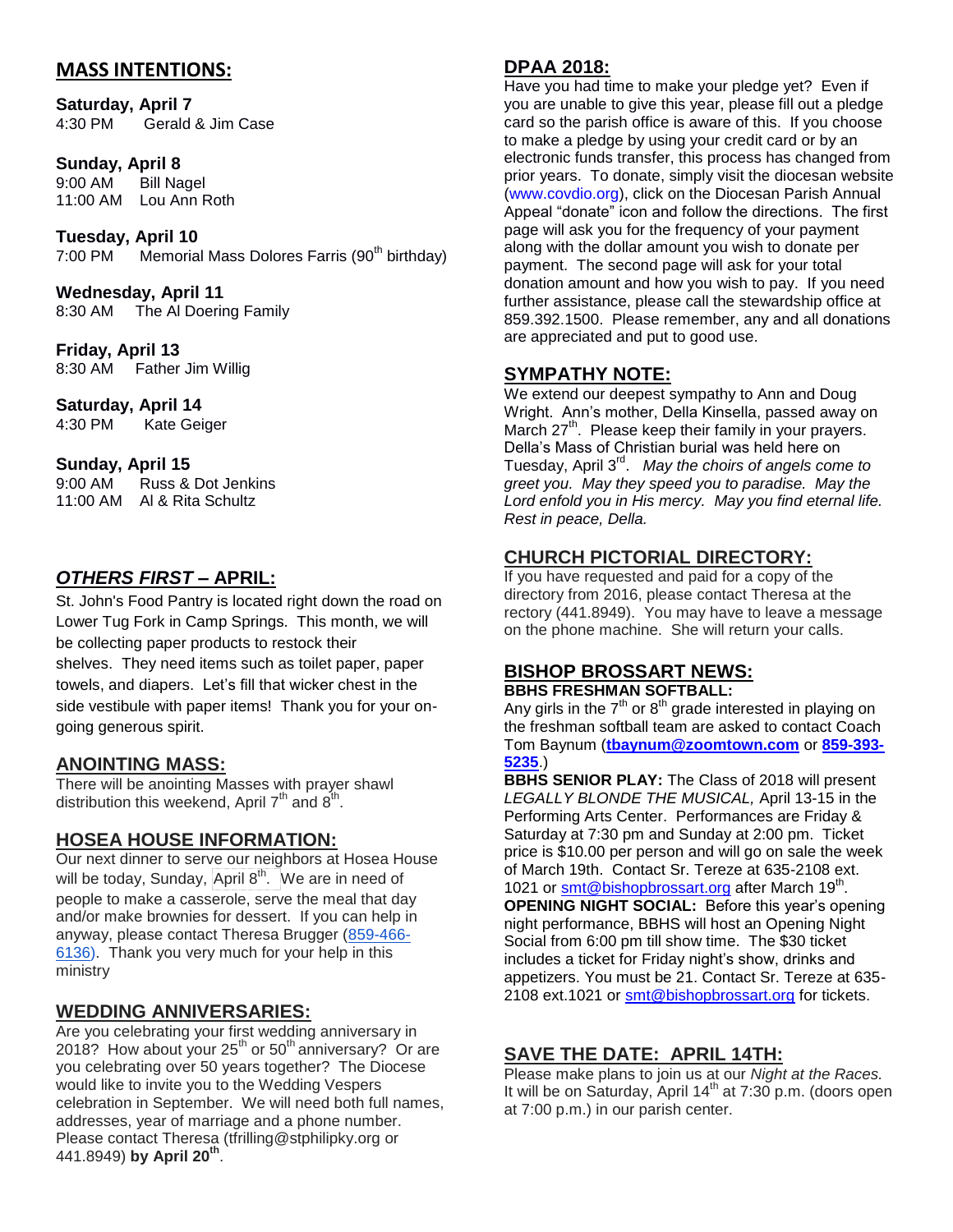## MASS INTENTIONS:

**Saturday, April 7**
4:30 PM Gerald & Jim Case

**Sunday, April 8**
9:00 AM Bill Nagel
11:00 AM Lou Ann Roth

**Tuesday, April 10**
7:00 PM Memorial Mass Dolores Farris (90th birthday)

**Wednesday, April 11**
8:30 AM The Al Doering Family

**Friday, April 13**
8:30 AM Father Jim Willig

**Saturday, April 14**
4:30 PM Kate Geiger

**Sunday, April 15**
9:00 AM Russ & Dot Jenkins
11:00 AM Al & Rita Schultz

## *OTHERS FIRST* – APRIL:

St. John's Food Pantry is located right down the road on Lower Tug Fork in Camp Springs. This month, we will be collecting paper products to restock their shelves. They need items such as toilet paper, paper towels, and diapers. Let's fill that wicker chest in the side vestibule with paper items! Thank you for your on-going generous spirit.

## ANOINTING MASS:

There will be anointing Masses with prayer shawl distribution this weekend, April 7th and 8th.

## HOSEA HOUSE INFORMATION:

Our next dinner to serve our neighbors at Hosea House will be today, Sunday, April 8th. We are in need of people to make a casserole, serve the meal that day and/or make brownies for dessert. If you can help in anyway, please contact Theresa Brugger (859-466-6136). Thank you very much for your help in this ministry

## WEDDING ANNIVERSARIES:

Are you celebrating your first wedding anniversary in 2018? How about your 25th or 50th anniversary? Or are you celebrating over 50 years together? The Diocese would like to invite you to the Wedding Vespers celebration in September. We will need both full names, addresses, year of marriage and a phone number. Please contact Theresa (tfrilling@stphilipky.org or 441.8949) **by April 20th**.

## DPAA 2018:

Have you had time to make your pledge yet? Even if you are unable to give this year, please fill out a pledge card so the parish office is aware of this. If you choose to make a pledge by using your credit card or by an electronic funds transfer, this process has changed from prior years. To donate, simply visit the diocesan website (www.covdio.org), click on the Diocesan Parish Annual Appeal "donate" icon and follow the directions. The first page will ask you for the frequency of your payment along with the dollar amount you wish to donate per payment. The second page will ask for your total donation amount and how you wish to pay. If you need further assistance, please call the stewardship office at 859.392.1500. Please remember, any and all donations are appreciated and put to good use.

## SYMPATHY NOTE:

We extend our deepest sympathy to Ann and Doug Wright. Ann's mother, Della Kinsella, passed away on March 27th. Please keep their family in your prayers. Della's Mass of Christian burial was held here on Tuesday, April 3rd. *May the choirs of angels come to greet you. May they speed you to paradise. May the Lord enfold you in His mercy. May you find eternal life. Rest in peace, Della.*

## CHURCH PICTORIAL DIRECTORY:

If you have requested and paid for a copy of the directory from 2016, please contact Theresa at the rectory (441.8949). You may have to leave a message on the phone machine. She will return your calls.

## BISHOP BROSSART NEWS:

**BBHS FRESHMAN SOFTBALL:**
Any girls in the 7th or 8th grade interested in playing on the freshman softball team are asked to contact Coach Tom Baynum (**tbaynum@zoomtown.com** or **859-393-5235**.)

**BBHS SENIOR PLAY:** The Class of 2018 will present *LEGALLY BLONDE THE MUSICAL,* April 13-15 in the Performing Arts Center. Performances are Friday & Saturday at 7:30 pm and Sunday at 2:00 pm. Ticket price is $10.00 per person and will go on sale the week of March 19th. Contact Sr. Tereze at 635-2108 ext. 1021 or smt@bishopbrossart.org after March 19th.

**OPENING NIGHT SOCIAL:** Before this year's opening night performance, BBHS will host an Opening Night Social from 6:00 pm till show time. The $30 ticket includes a ticket for Friday night's show, drinks and appetizers. You must be 21. Contact Sr. Tereze at 635-2108 ext.1021 or smt@bishopbrossart.org for tickets.

## SAVE THE DATE: APRIL 14TH:

Please make plans to join us at our *Night at the Races.* It will be on Saturday, April 14th at 7:30 p.m. (doors open at 7:00 p.m.) in our parish center.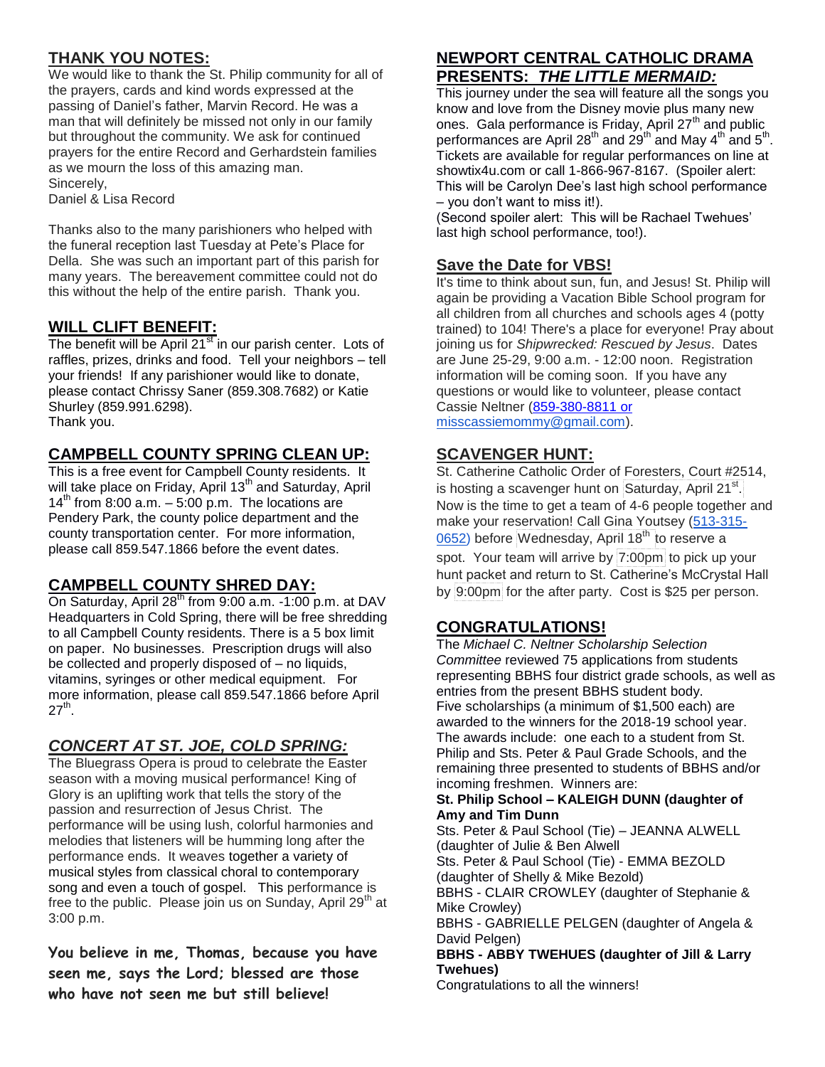## THANK YOU NOTES:

We would like to thank the St. Philip community for all of the prayers, cards and kind words expressed at the passing of Daniel's father, Marvin Record. He was a man that will definitely be missed not only in our family but throughout the community. We ask for continued prayers for the entire Record and Gerhardstein families as we mourn the loss of this amazing man.
Sincerely,
Daniel & Lisa Record

Thanks also to the many parishioners who helped with the funeral reception last Tuesday at Pete's Place for Della. She was such an important part of this parish for many years. The bereavement committee could not do this without the help of the entire parish. Thank you.

## WILL CLIFT BENEFIT:

The benefit will be April 21st in our parish center. Lots of raffles, prizes, drinks and food. Tell your neighbors – tell your friends! If any parishioner would like to donate, please contact Chrissy Saner (859.308.7682) or Katie Shurley (859.991.6298).
Thank you.

## CAMPBELL COUNTY SPRING CLEAN UP:

This is a free event for Campbell County residents. It will take place on Friday, April 13th and Saturday, April 14th from 8:00 a.m. – 5:00 p.m. The locations are Pendery Park, the county police department and the county transportation center. For more information, please call 859.547.1866 before the event dates.

## CAMPBELL COUNTY SHRED DAY:

On Saturday, April 28th from 9:00 a.m. -1:00 p.m. at DAV Headquarters in Cold Spring, there will be free shredding to all Campbell County residents. There is a 5 box limit on paper. No businesses. Prescription drugs will also be collected and properly disposed of – no liquids, vitamins, syringes or other medical equipment. For more information, please call 859.547.1866 before April 27th.

## *CONCERT AT ST. JOE, COLD SPRING:*

The Bluegrass Opera is proud to celebrate the Easter season with a moving musical performance! King of Glory is an uplifting work that tells the story of the passion and resurrection of Jesus Christ. The performance will be using lush, colorful harmonies and melodies that listeners will be humming long after the performance ends. It weaves together a variety of musical styles from classical choral to contemporary song and even a touch of gospel. This performance is free to the public. Please join us on Sunday, April 29th at 3:00 p.m.

**You believe in me, Thomas, because you have seen me, says the Lord; blessed are those who have not seen me but still believe!**

## NEWPORT CENTRAL CATHOLIC DRAMA PRESENTS: *THE LITTLE MERMAID:*

This journey under the sea will feature all the songs you know and love from the Disney movie plus many new ones. Gala performance is Friday, April 27th and public performances are April 28th and 29th and May 4th and 5th. Tickets are available for regular performances on line at showtix4u.com or call 1-866-967-8167. (Spoiler alert: This will be Carolyn Dee's last high school performance – you don't want to miss it!).
(Second spoiler alert: This will be Rachael Twehues' last high school performance, too!).

## Save the Date for VBS!

It's time to think about sun, fun, and Jesus! St. Philip will again be providing a Vacation Bible School program for all children from all churches and schools ages 4 (potty trained) to 104! There's a place for everyone! Pray about joining us for *Shipwrecked: Rescued by Jesus*. Dates are June 25-29, 9:00 a.m. - 12:00 noon. Registration information will be coming soon. If you have any questions or would like to volunteer, please contact Cassie Neltner (859-380-8811 or misscassiemommy@gmail.com).

## SCAVENGER HUNT:

St. Catherine Catholic Order of Foresters, Court #2514, is hosting a scavenger hunt on Saturday, April 21st. Now is the time to get a team of 4-6 people together and make your reservation! Call Gina Youtsey (513-315-0652) before Wednesday, April 18th to reserve a spot. Your team will arrive by 7:00pm to pick up your hunt packet and return to St. Catherine's McCrystal Hall by 9:00pm for the after party. Cost is $25 per person.

## CONGRATULATIONS!

The *Michael C. Neltner Scholarship Selection Committee* reviewed 75 applications from students representing BBHS four district grade schools, as well as entries from the present BBHS student body.
Five scholarships (a minimum of $1,500 each) are awarded to the winners for the 2018-19 school year. The awards include: one each to a student from St. Philip and Sts. Peter & Paul Grade Schools, and the remaining three presented to students of BBHS and/or incoming freshmen. Winners are:

**St. Philip School – KALEIGH DUNN (daughter of Amy and Tim Dunn**
Sts. Peter & Paul School (Tie) – JEANNA ALWELL (daughter of Julie & Ben Alwell
Sts. Peter & Paul School (Tie) - EMMA BEZOLD (daughter of Shelly & Mike Bezold)
BBHS - CLAIR CROWLEY (daughter of Stephanie & Mike Crowley)
BBHS - GABRIELLE PELGEN (daughter of Angela & David Pelgen)
**BBHS - ABBY TWEHUES (daughter of Jill & Larry Twehues)**
Congratulations to all the winners!